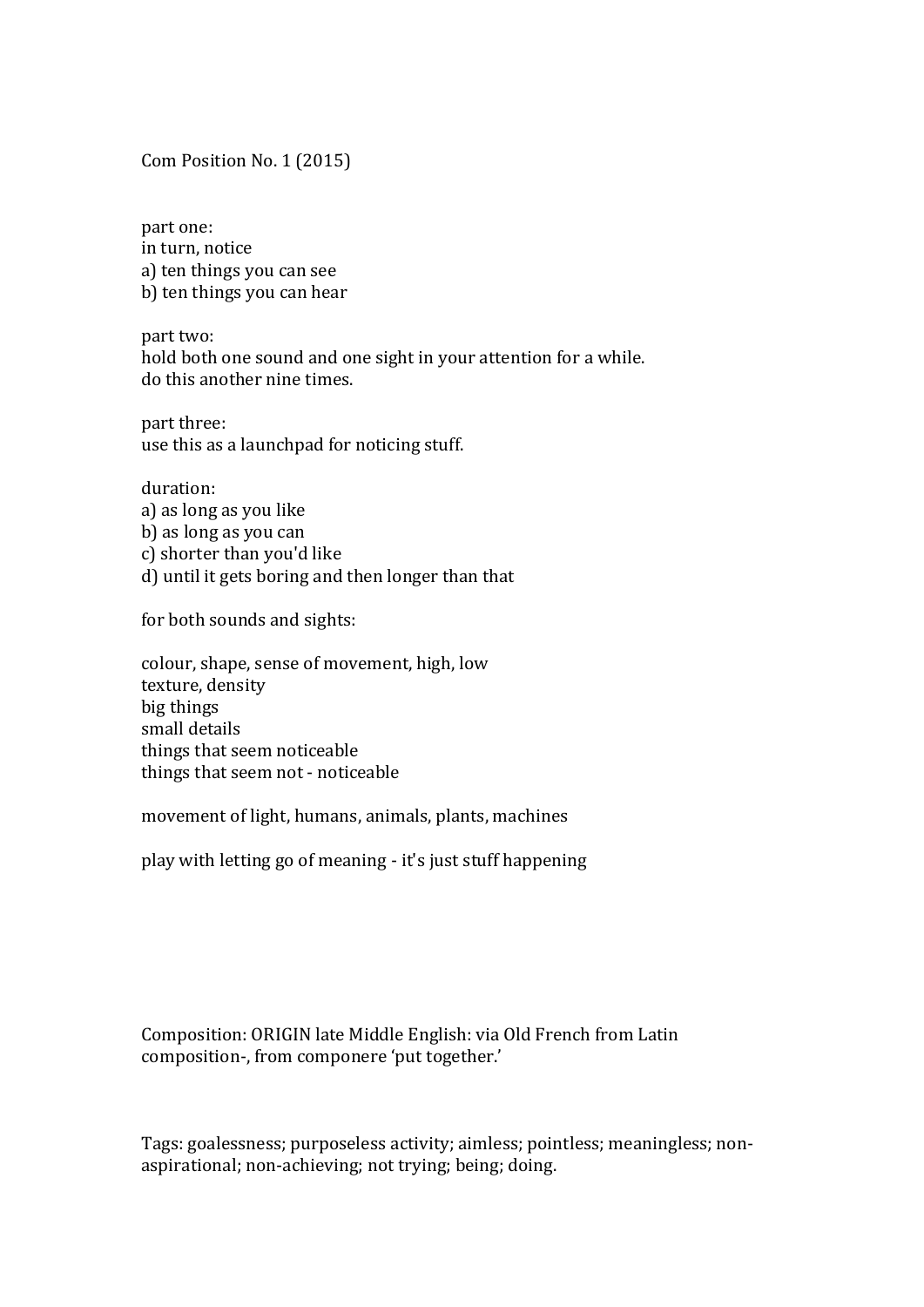# Com Position No. 1 (2015)

part one:
in turn, notice
a) ten things you can see
b) ten things you can hear

part two:
hold both one sound and one sight in your attention for a while.
do this another nine times.

part three:
use this as a launchpad for noticing stuff.

duration:
a) as long as you like
b) as long as you can
c) shorter than you'd like
d) until it gets boring and then longer than that

for both sounds and sights:

colour, shape, sense of movement, high, low
texture, density
big things
small details
things that seem noticeable
things that seem not - noticeable

movement of light, humans, animals, plants, machines

play with letting go of meaning - it's just stuff happening

Composition: ORIGIN late Middle English: via Old French from Latin composition-, from componere 'put together.'

Tags: goalessness; purposeless activity; aimless; pointless; meaningless; non-aspirational; non-achieving; not trying; being; doing.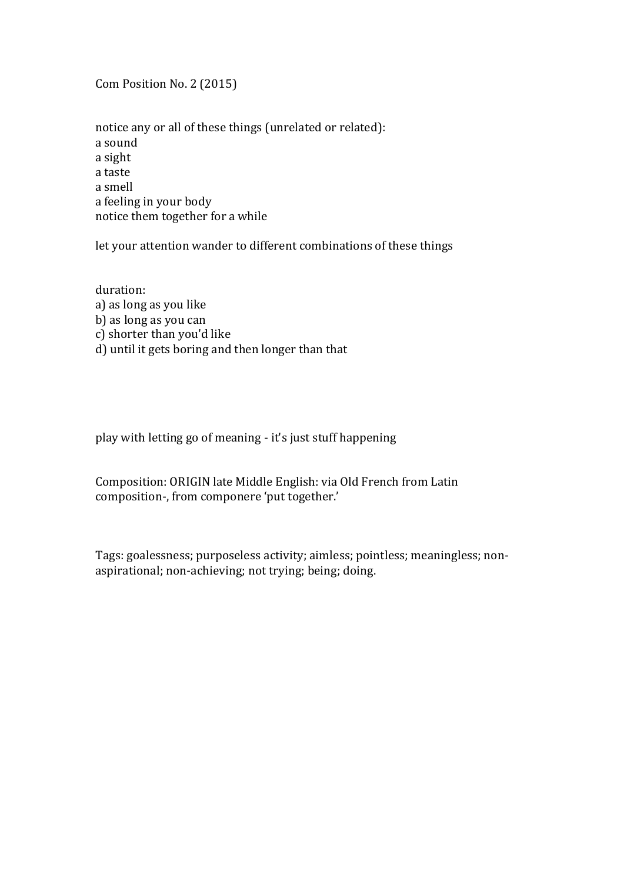Com Position No. 2 (2015)

notice any or all of these things (unrelated or related):
a sound
a sight
a taste
a smell
a feeling in your body
notice them together for a while

let your attention wander to different combinations of these things

duration:
a) as long as you like
b) as long as you can
c) shorter than you'd like
d) until it gets boring and then longer than that

play with letting go of meaning - it's just stuff happening

Composition: ORIGIN late Middle English: via Old French from Latin composition-, from componere 'put together.'

Tags: goalessness; purposeless activity; aimless; pointless; meaningless; non-aspirational; non-achieving; not trying; being; doing.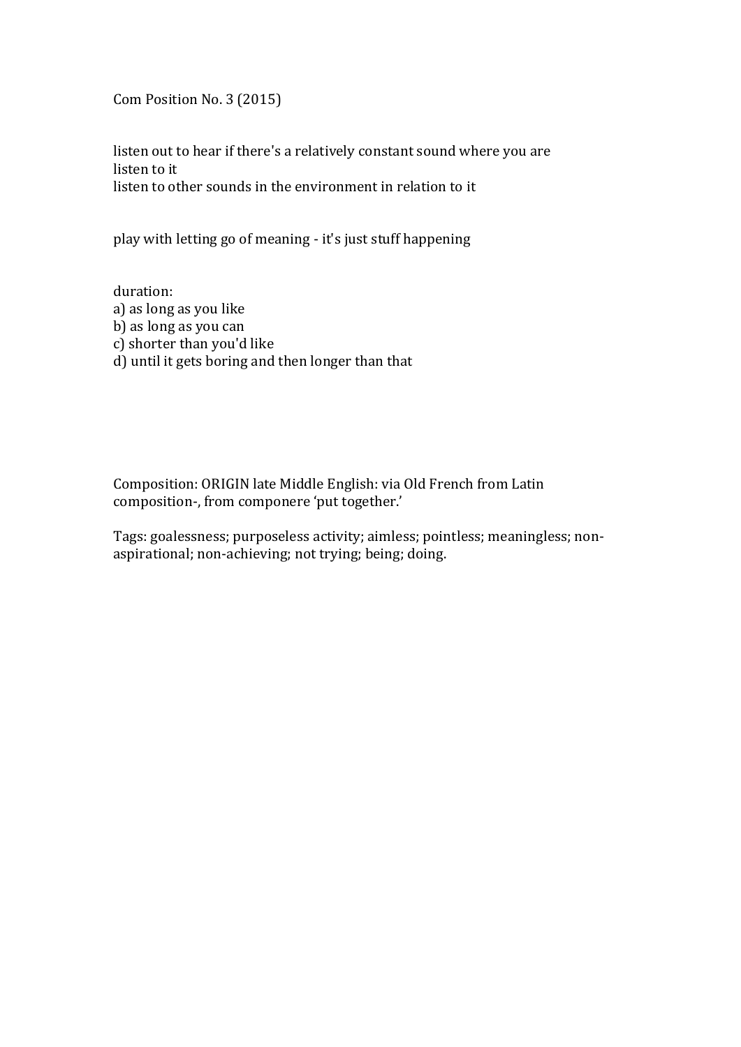Com Position No. 3 (2015)

listen out to hear if there's a relatively constant sound where you are
listen to it
listen to other sounds in the environment in relation to it

play with letting go of meaning - it's just stuff happening

duration:
a) as long as you like
b) as long as you can
c) shorter than you'd like
d) until it gets boring and then longer than that

Composition: ORIGIN late Middle English: via Old French from Latin composition-, from componere 'put together.'

Tags: goalessness; purposeless activity; aimless; pointless; meaningless; non-aspirational; non-achieving; not trying; being; doing.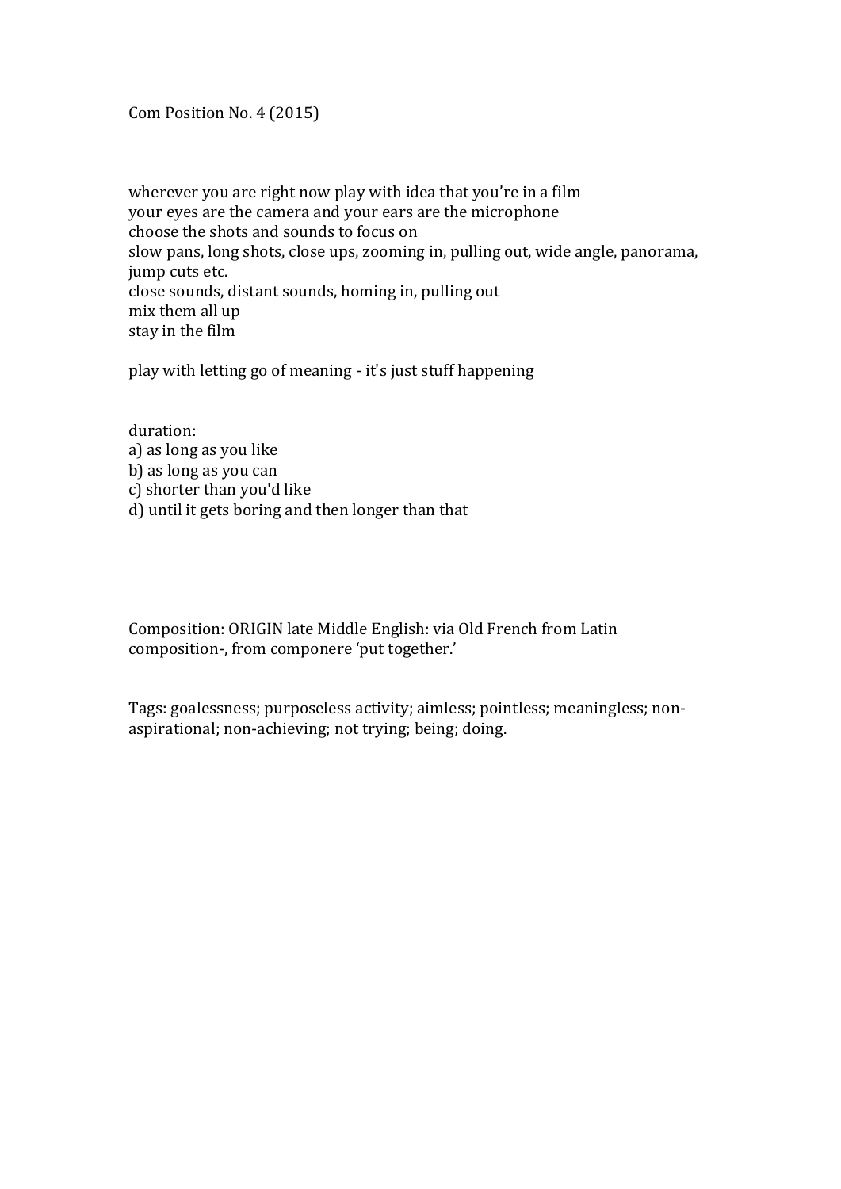Com Position No. 4 (2015)

wherever you are right now play with idea that you're in a film
your eyes are the camera and your ears are the microphone
choose the shots and sounds to focus on
slow pans, long shots, close ups, zooming in, pulling out, wide angle, panorama, jump cuts etc.
close sounds, distant sounds, homing in, pulling out
mix them all up
stay in the film

play with letting go of meaning - it's just stuff happening

duration:
a) as long as you like
b) as long as you can
c) shorter than you'd like
d) until it gets boring and then longer than that

Composition: ORIGIN late Middle English: via Old French from Latin composition-, from componere 'put together.'

Tags: goalessness; purposeless activity; aimless; pointless; meaningless; non-aspirational; non-achieving; not trying; being; doing.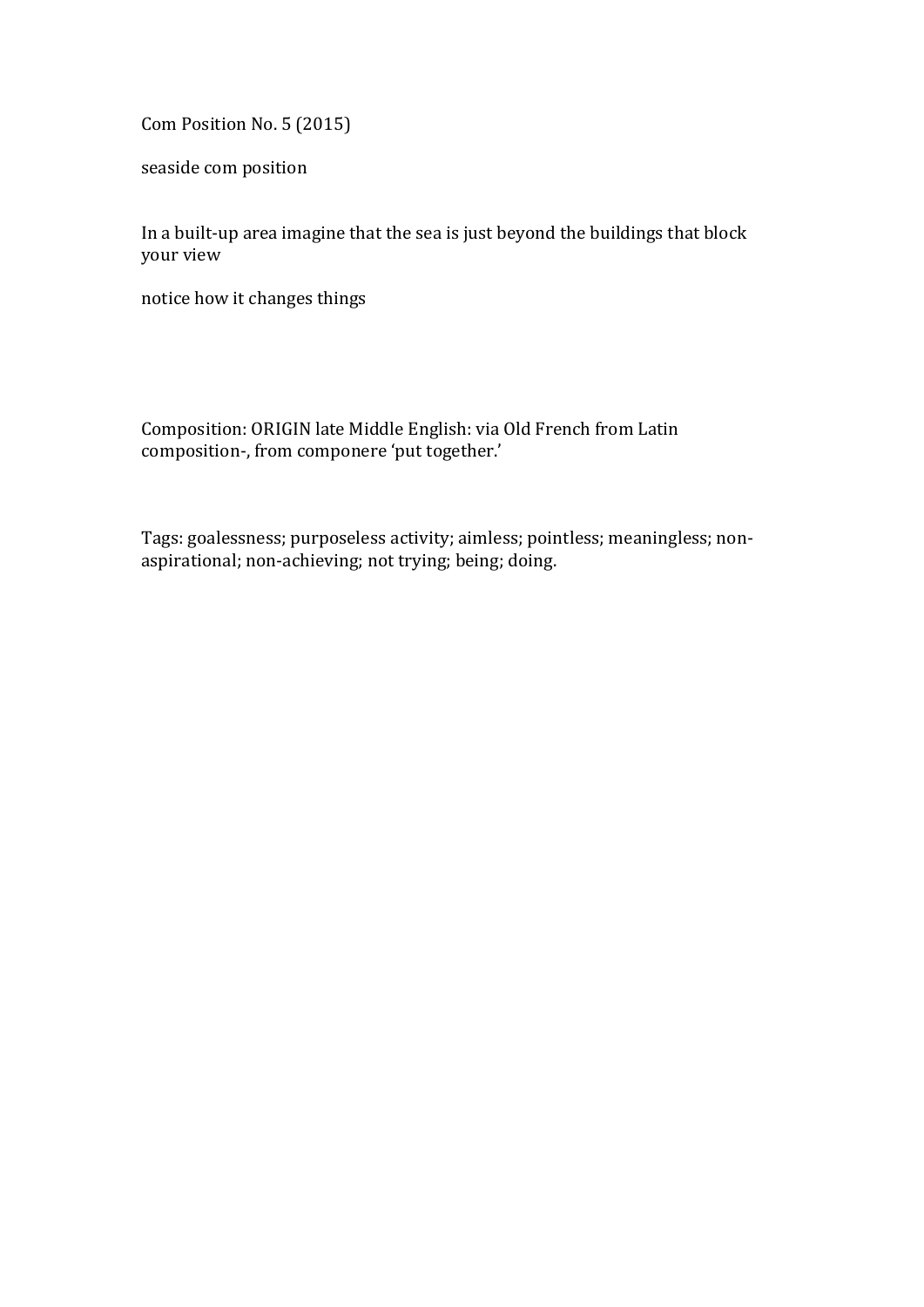Com Position No. 5 (2015)

seaside com position

In a built-up area imagine that the sea is just beyond the buildings that block your view

notice how it changes things

Composition: ORIGIN late Middle English: via Old French from Latin composition-, from componere 'put together.'

Tags: goalessness; purposeless activity; aimless; pointless; meaningless; non-aspirational; non-achieving; not trying; being; doing.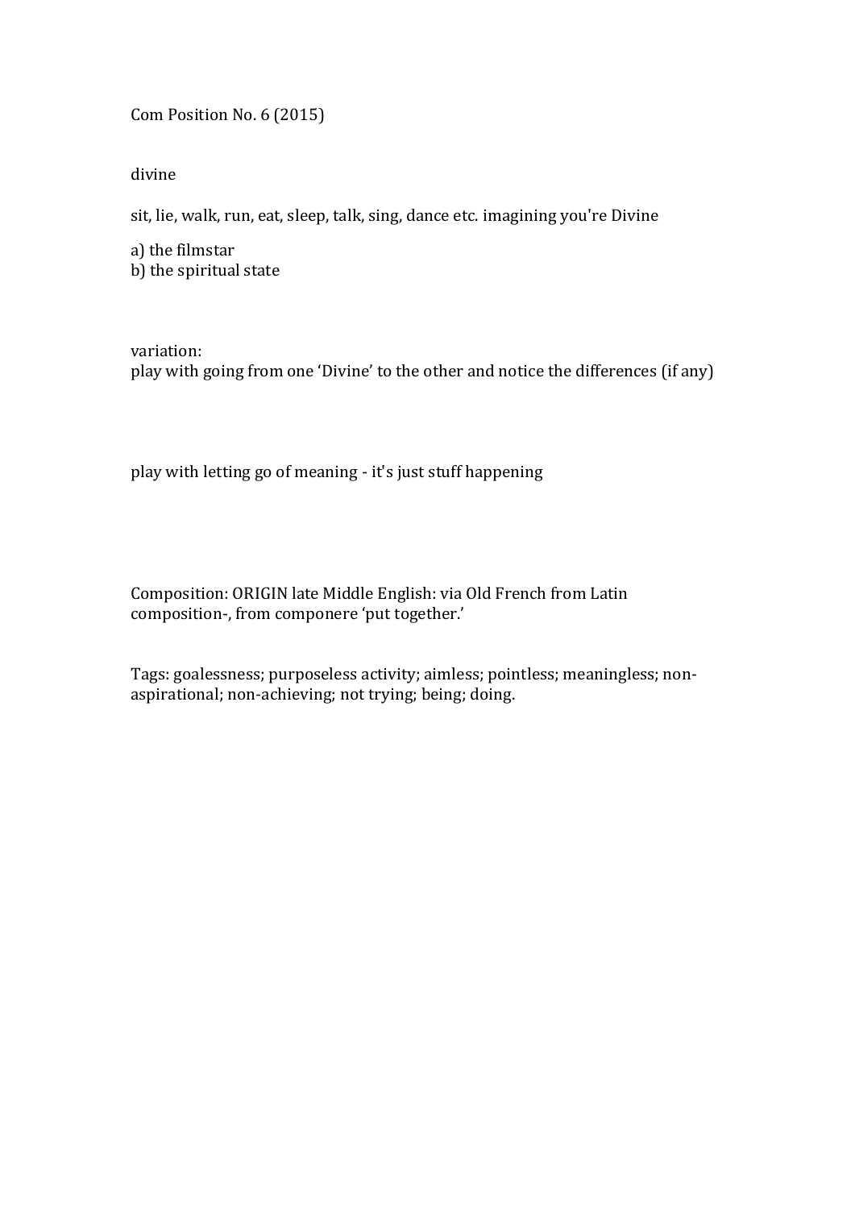Com Position No. 6 (2015)

divine

sit, lie, walk, run, eat, sleep, talk, sing, dance etc. imagining you're Divine

a) the filmstar
b) the spiritual state

variation:
play with going from one 'Divine' to the other and notice the differences (if any)

play with letting go of meaning - it's just stuff happening

Composition: ORIGIN late Middle English: via Old French from Latin composition-, from componere 'put together.'

Tags: goalessness; purposeless activity; aimless; pointless; meaningless; non-aspirational; non-achieving; not trying; being; doing.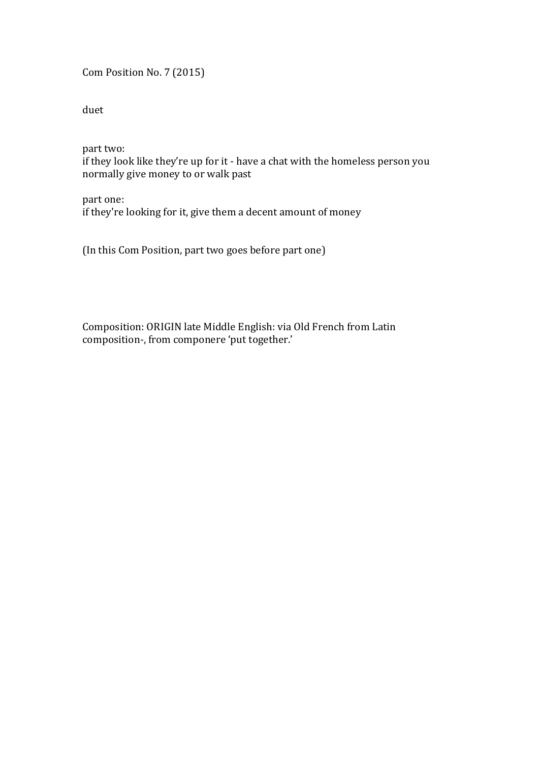Com Position No. 7 (2015)

duet

part two:
if they look like they're up for it - have a chat with the homeless person you normally give money to or walk past

part one:
if they're looking for it, give them a decent amount of money

(In this Com Position, part two goes before part one)

Composition: ORIGIN late Middle English: via Old French from Latin composition-, from componere 'put together.'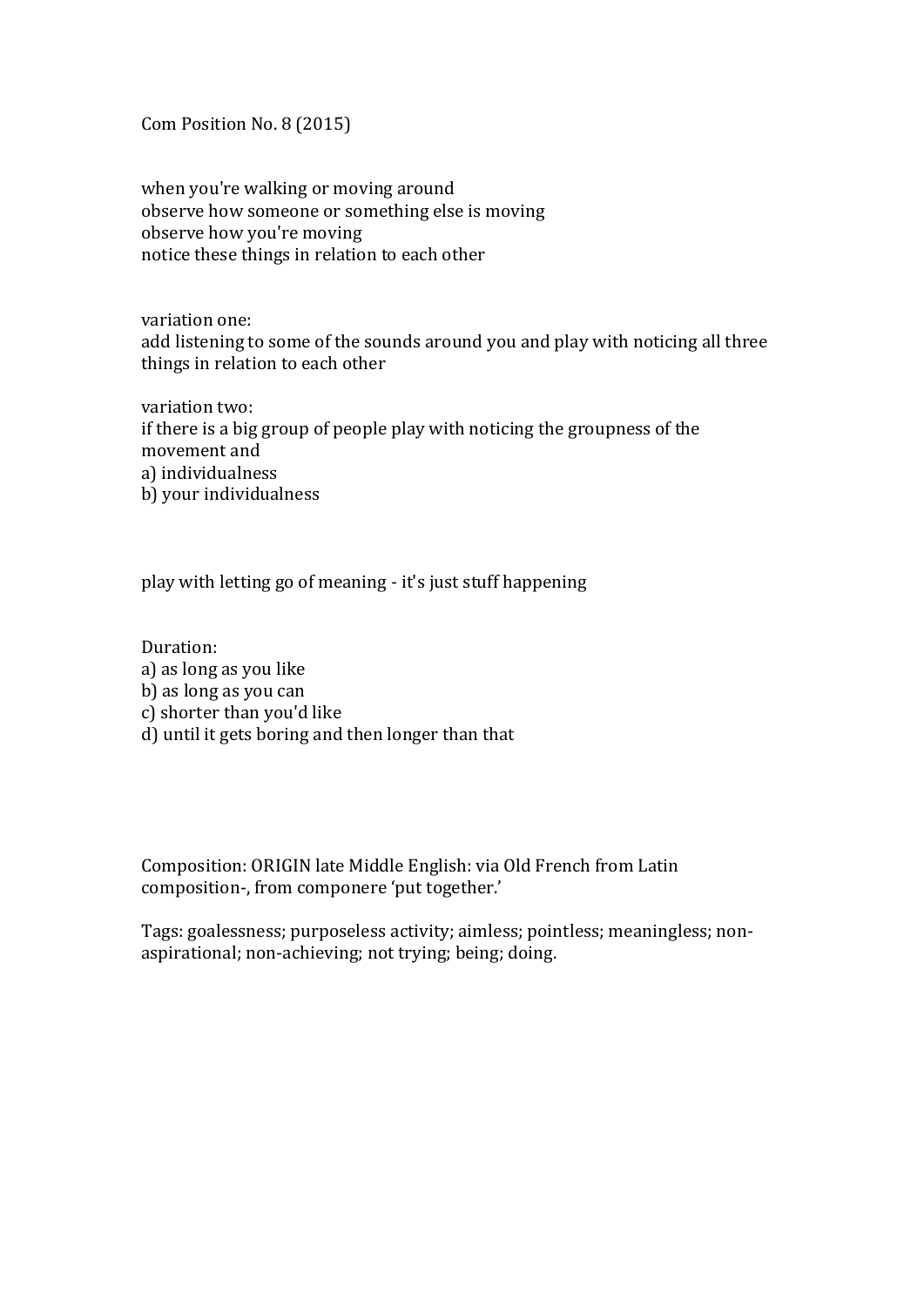# Com Position No. 8 (2015)

when you're walking or moving around
observe how someone or something else is moving
observe how you're moving
notice these things in relation to each other

variation one:
add listening to some of the sounds around you and play with noticing all three things in relation to each other

variation two:
if there is a big group of people play with noticing the groupness of the movement and
a) individualness
b) your individualness

play with letting go of meaning - it's just stuff happening

Duration:
a) as long as you like
b) as long as you can
c) shorter than you'd like
d) until it gets boring and then longer than that

Composition: ORIGIN late Middle English: via Old French from Latin composition-, from componere 'put together.'

Tags: goalessness; purposeless activity; aimless; pointless; meaningless; non-aspirational; non-achieving; not trying; being; doing.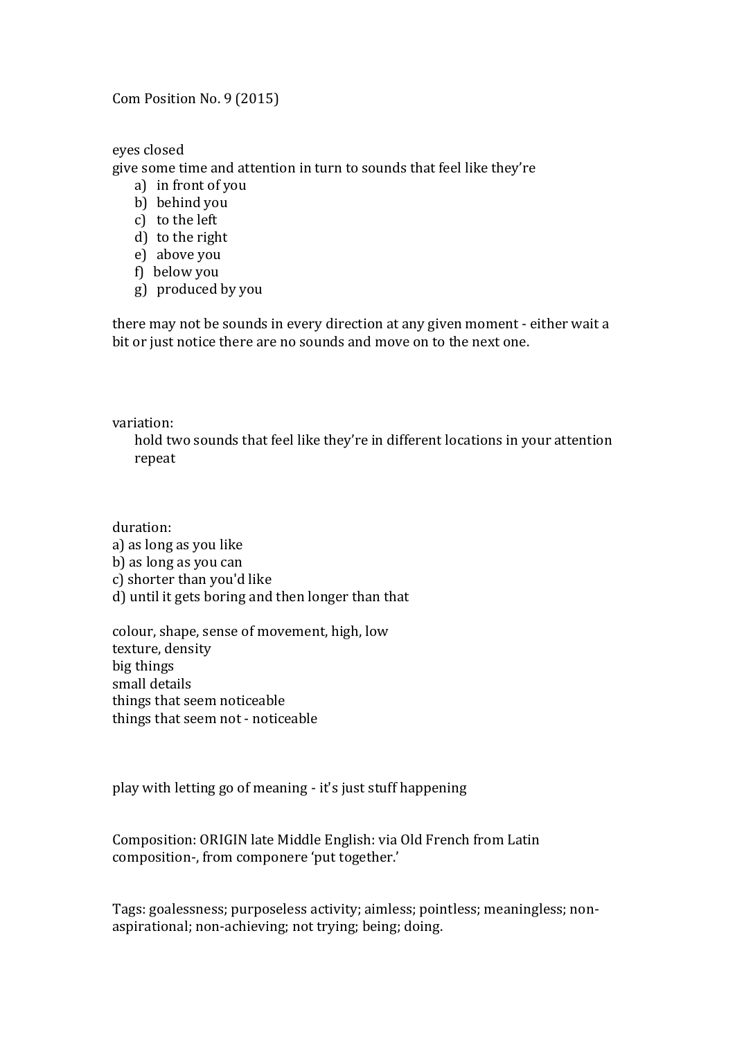# Com Position No. 9 (2015)

eyes closed
give some time and attention in turn to sounds that feel like they're

a) in front of you
b) behind you
c) to the left
d) to the right
e) above you
f) below you
g) produced by you

there may not be sounds in every direction at any given moment - either wait a bit or just notice there are no sounds and move on to the next one.

variation:

> hold two sounds that feel like they're in different locations in your attention
> repeat

duration:
a) as long as you like
b) as long as you can
c) shorter than you'd like
d) until it gets boring and then longer than that

colour, shape, sense of movement, high, low
texture, density
big things
small details
things that seem noticeable
things that seem not - noticeable

play with letting go of meaning - it's just stuff happening

Composition: ORIGIN late Middle English: via Old French from Latin composition-, from componere 'put together.'

Tags: goalessness; purposeless activity; aimless; pointless; meaningless; non-aspirational; non-achieving; not trying; being; doing.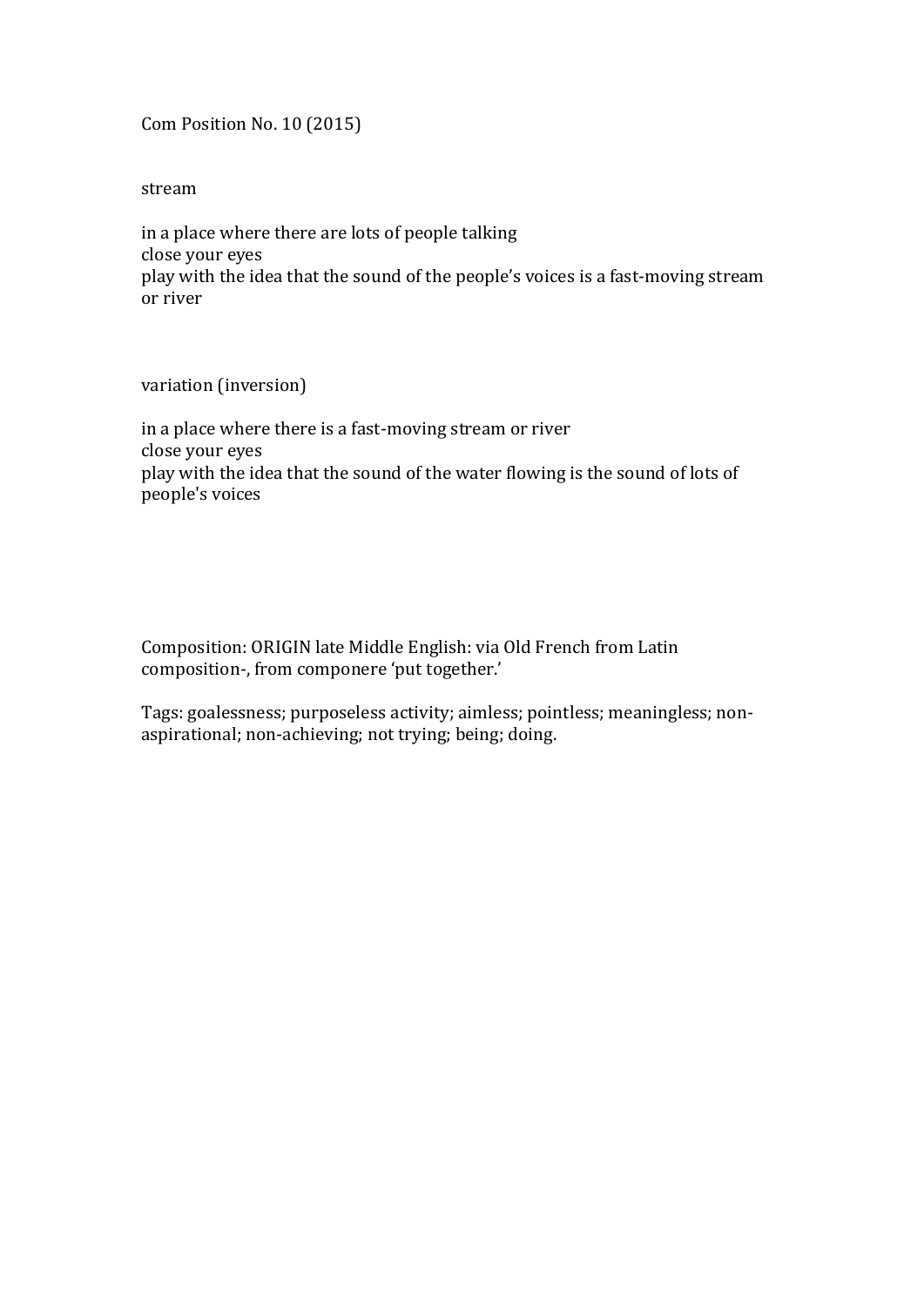Com Position No. 10 (2015)

stream

in a place where there are lots of people talking
close your eyes
play with the idea that the sound of the people's voices is a fast-moving stream or river

variation (inversion)

in a place where there is a fast-moving stream or river
close your eyes
play with the idea that the sound of the water flowing is the sound of lots of people's voices

Composition: ORIGIN late Middle English: via Old French from Latin composition-, from componere 'put together.'

Tags: goalessness; purposeless activity; aimless; pointless; meaningless; non-aspirational; non-achieving; not trying; being; doing.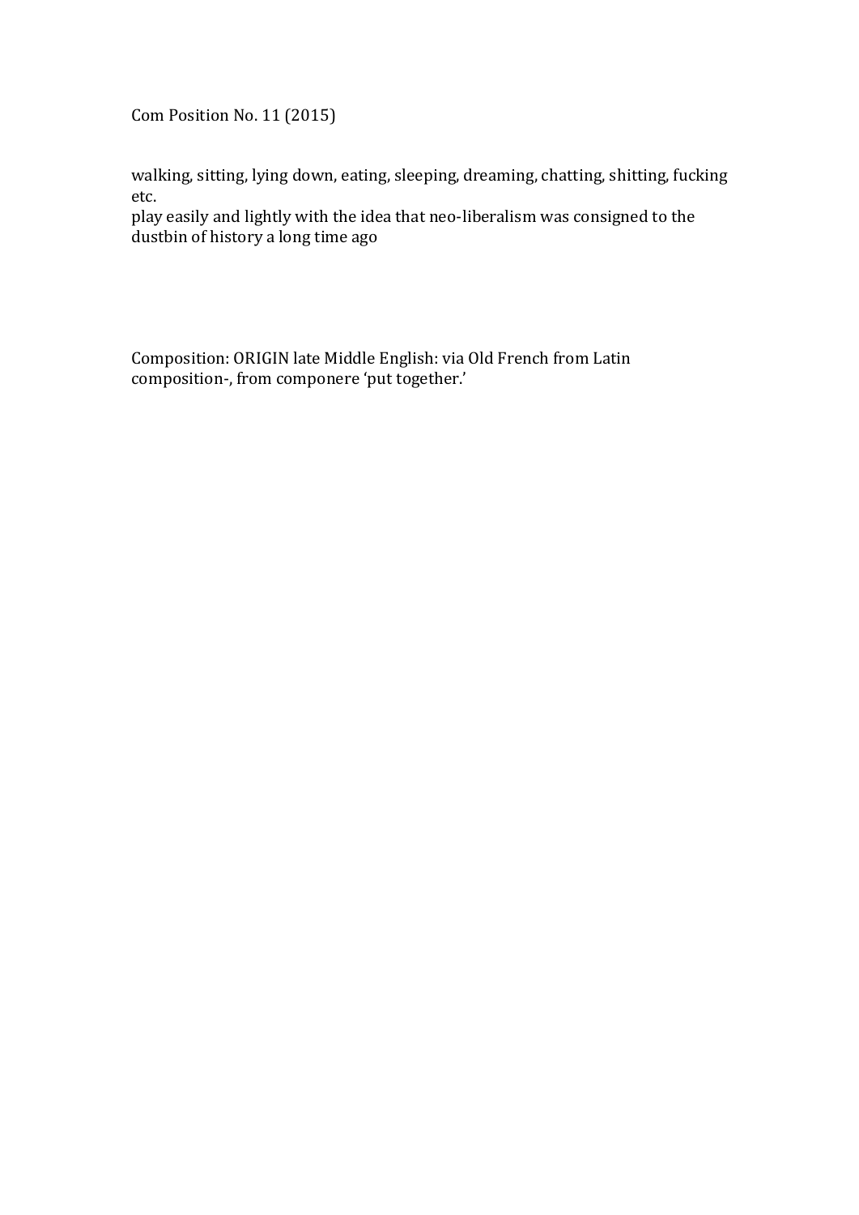Com Position No. 11 (2015)

walking, sitting, lying down, eating, sleeping, dreaming, chatting, shitting, fucking etc.
play easily and lightly with the idea that neo-liberalism was consigned to the dustbin of history a long time ago

Composition: ORIGIN late Middle English: via Old French from Latin composition-, from componere 'put together.'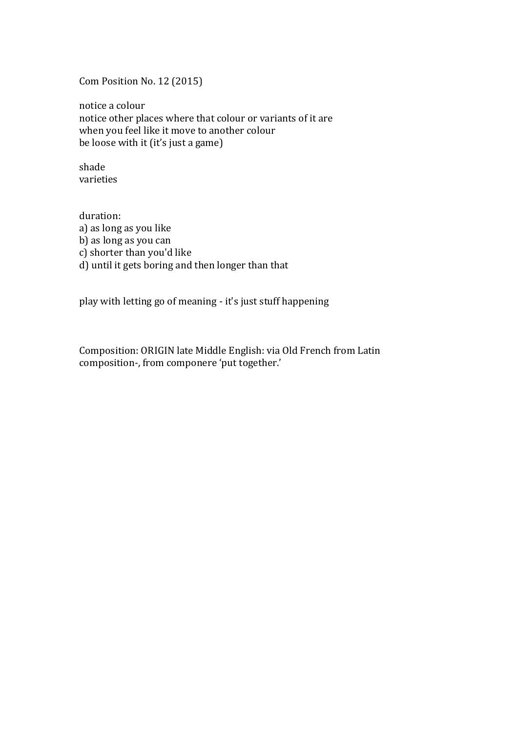Com Position No. 12 (2015)

notice a colour
notice other places where that colour or variants of it are
when you feel like it move to another colour
be loose with it (it's just a game)

shade
varieties

duration:
a) as long as you like
b) as long as you can
c) shorter than you'd like
d) until it gets boring and then longer than that

play with letting go of meaning - it's just stuff happening

Composition: ORIGIN late Middle English: via Old French from Latin composition-, from componere 'put together.'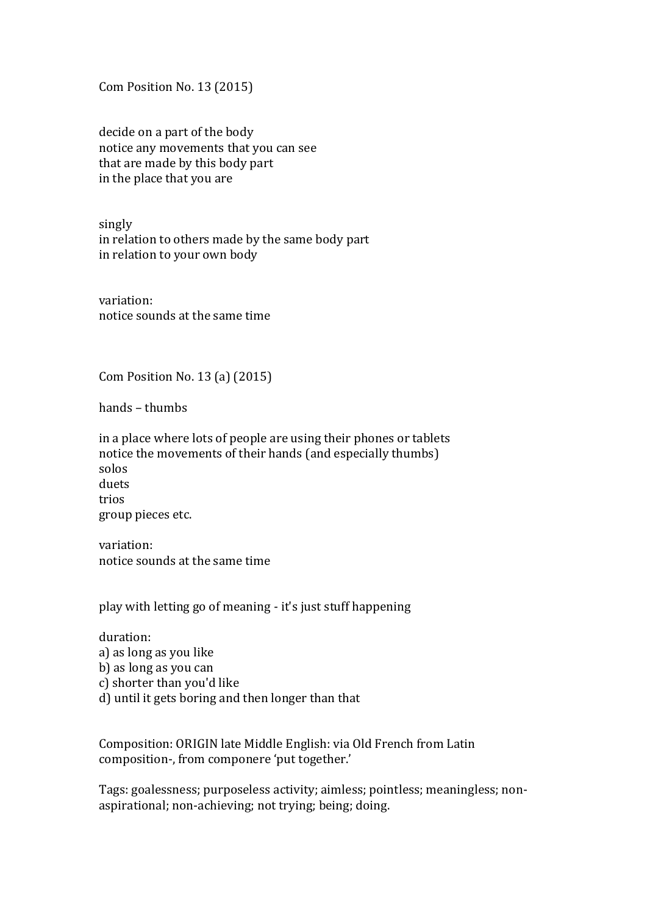## Com Position No. 13 (2015)

decide on a part of the body  
notice any movements that you can see  
that are made by this body part  
in the place that you are

singly  
in relation to others made by the same body part  
in relation to your own body

variation:  
notice sounds at the same time

## Com Position No. 13 (a) (2015)

hands – thumbs

in a place where lots of people are using their phones or tablets  
notice the movements of their hands (and especially thumbs)  
solos  
duets  
trios  
group pieces etc.

variation:  
notice sounds at the same time

play with letting go of meaning - it's just stuff happening

duration:  
a) as long as you like  
b) as long as you can  
c) shorter than you'd like  
d) until it gets boring and then longer than that

Composition: ORIGIN late Middle English: via Old French from Latin composition-, from componere 'put together.'

Tags: goalessness; purposeless activity; aimless; pointless; meaningless; non-aspirational; non-achieving; not trying; being; doing.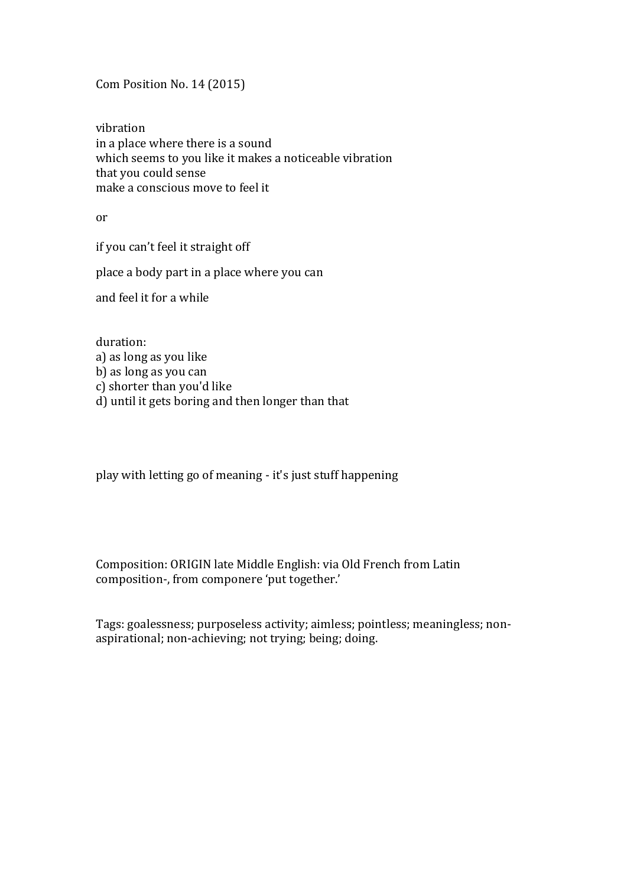Com Position No. 14 (2015)

vibration
in a place where there is a sound
which seems to you like it makes a noticeable vibration
that you could sense
make a conscious move to feel it

or

if you can't feel it straight off

place a body part in a place where you can

and feel it for a while

duration:
a) as long as you like
b) as long as you can
c) shorter than you'd like
d) until it gets boring and then longer than that

play with letting go of meaning - it's just stuff happening

Composition: ORIGIN late Middle English: via Old French from Latin composition-, from componere 'put together.'

Tags: goalessness; purposeless activity; aimless; pointless; meaningless; non-aspirational; non-achieving; not trying; being; doing.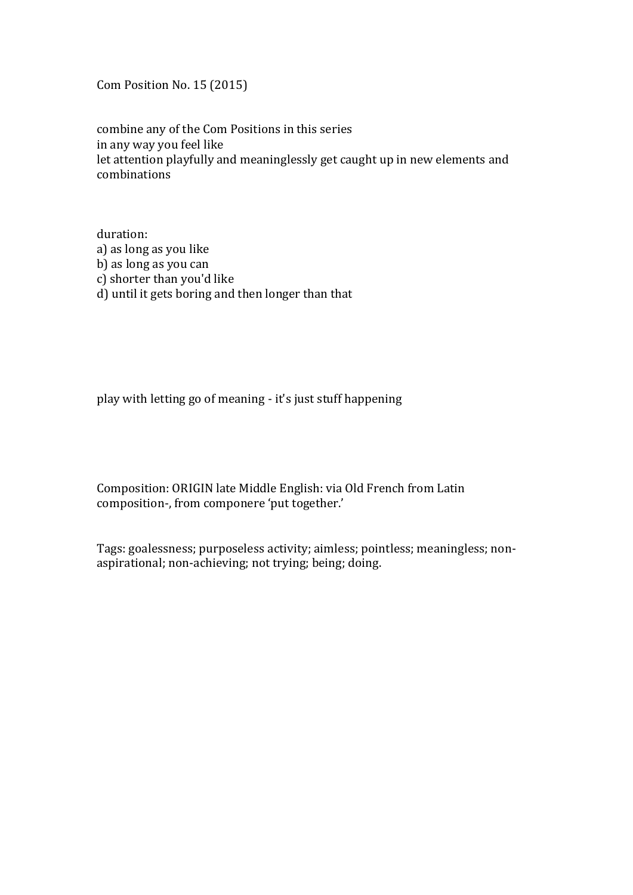Com Position No. 15 (2015)

combine any of the Com Positions in this series
in any way you feel like
let attention playfully and meaninglessly get caught up in new elements and combinations

duration:
a) as long as you like
b) as long as you can
c) shorter than you'd like
d) until it gets boring and then longer than that

play with letting go of meaning - it's just stuff happening

Composition: ORIGIN late Middle English: via Old French from Latin composition-, from componere 'put together.'

Tags: goalessness; purposeless activity; aimless; pointless; meaningless; non-aspirational; non-achieving; not trying; being; doing.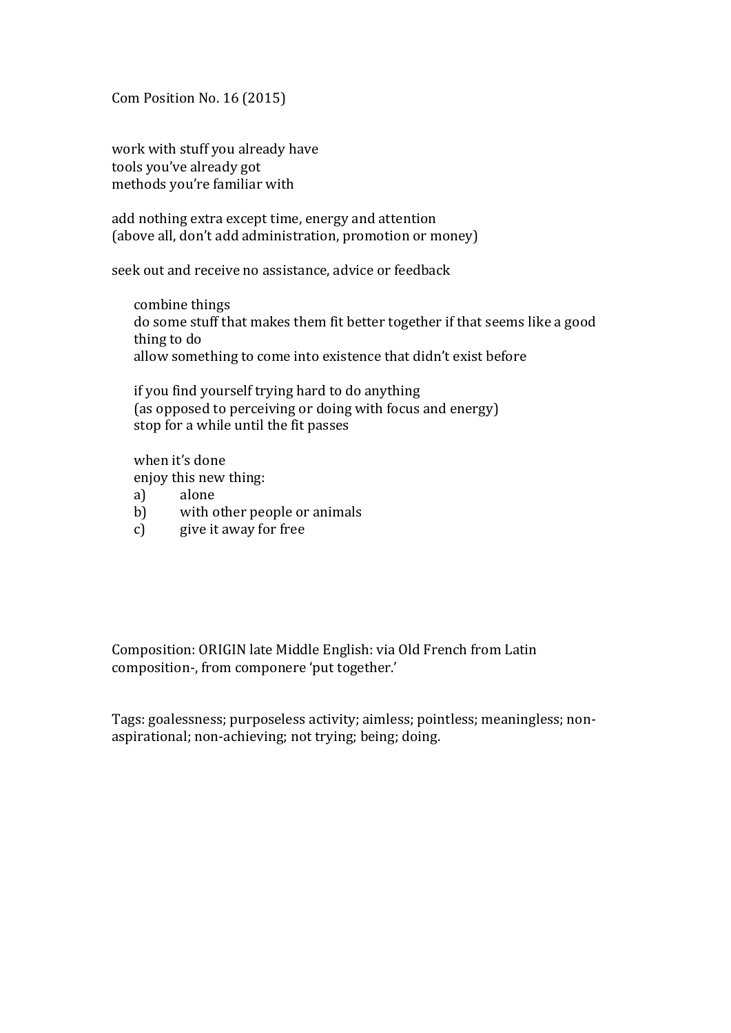Com Position No. 16 (2015)

work with stuff you already have
tools you've already got
methods you're familiar with

add nothing extra except time, energy and attention
(above all, don't add administration, promotion or money)

seek out and receive no assistance, advice or feedback

> combine things
> do some stuff that makes them fit better together if that seems like a good thing to do
> allow something to come into existence that didn't exist before
>
> if you find yourself trying hard to do anything
> (as opposed to perceiving or doing with focus and energy)
> stop for a while until the fit passes
>
> when it's done
> enjoy this new thing:
> a) alone
> b) with other people or animals
> c) give it away for free

Composition: ORIGIN late Middle English: via Old French from Latin composition-, from componere 'put together.'

Tags: goalessness; purposeless activity; aimless; pointless; meaningless; non-aspirational; non-achieving; not trying; being; doing.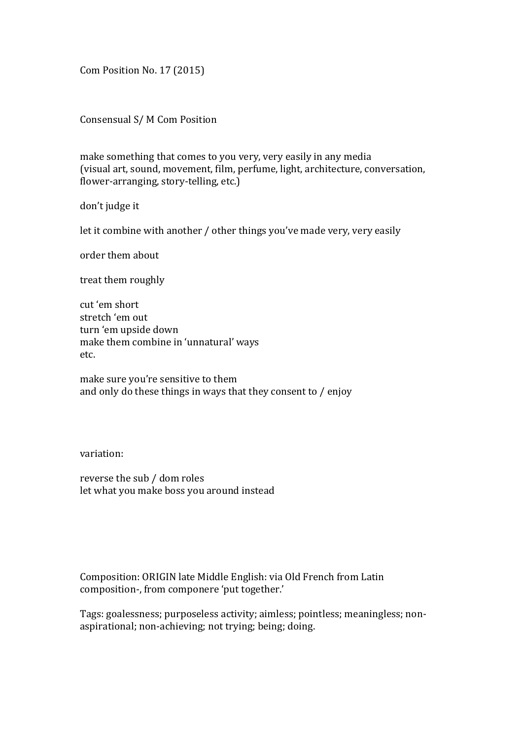Com Position No. 17 (2015)

Consensual S/ M Com Position

make something that comes to you very, very easily in any media
(visual art, sound, movement, film, perfume, light, architecture, conversation, flower-arranging, story-telling, etc.)

don't judge it

let it combine with another / other things you've made very, very easily

order them about

treat them roughly

cut 'em short
stretch 'em out
turn 'em upside down
make them combine in 'unnatural' ways
etc.

make sure you're sensitive to them
and only do these things in ways that they consent to / enjoy

variation:

reverse the sub / dom roles
let what you make boss you around instead

Composition: ORIGIN late Middle English: via Old French from Latin composition-, from componere 'put together.'

Tags: goalessness; purposeless activity; aimless; pointless; meaningless; non-aspirational; non-achieving; not trying; being; doing.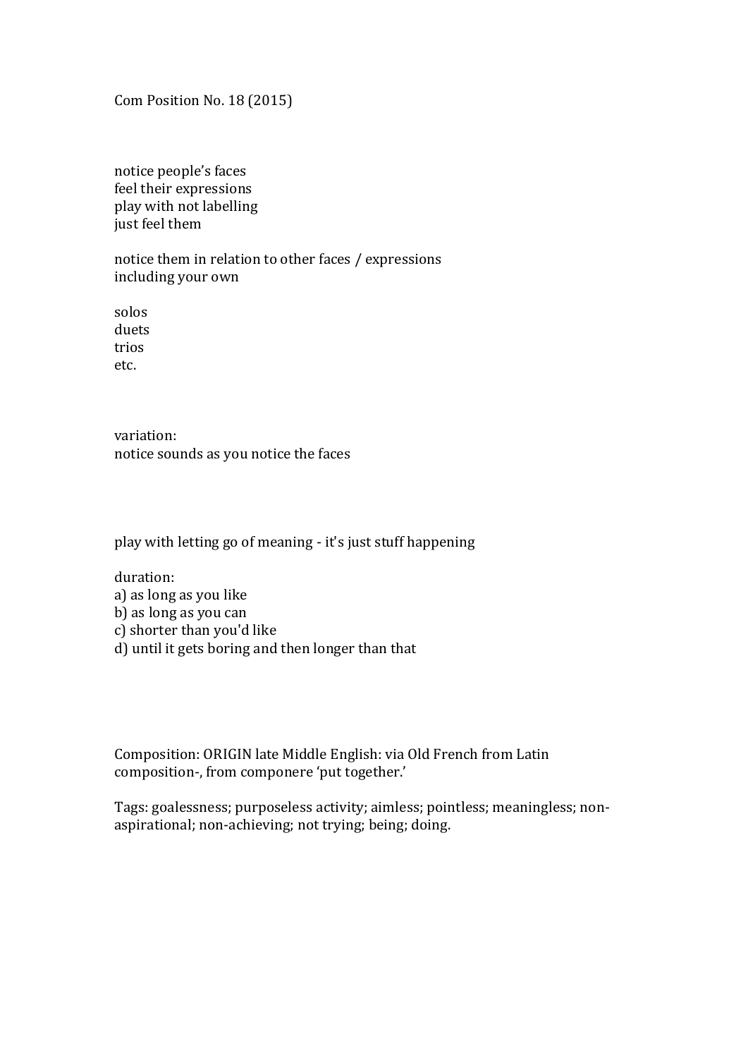Com Position No. 18 (2015)

notice people's faces
feel their expressions
play with not labelling
just feel them

notice them in relation to other faces / expressions
including your own

solos
duets
trios
etc.

variation:
notice sounds as you notice the faces

play with letting go of meaning - it's just stuff happening

duration:
a) as long as you like
b) as long as you can
c) shorter than you'd like
d) until it gets boring and then longer than that

Composition: ORIGIN late Middle English: via Old French from Latin composition-, from componere 'put together.'

Tags: goalessness; purposeless activity; aimless; pointless; meaningless; non-aspirational; non-achieving; not trying; being; doing.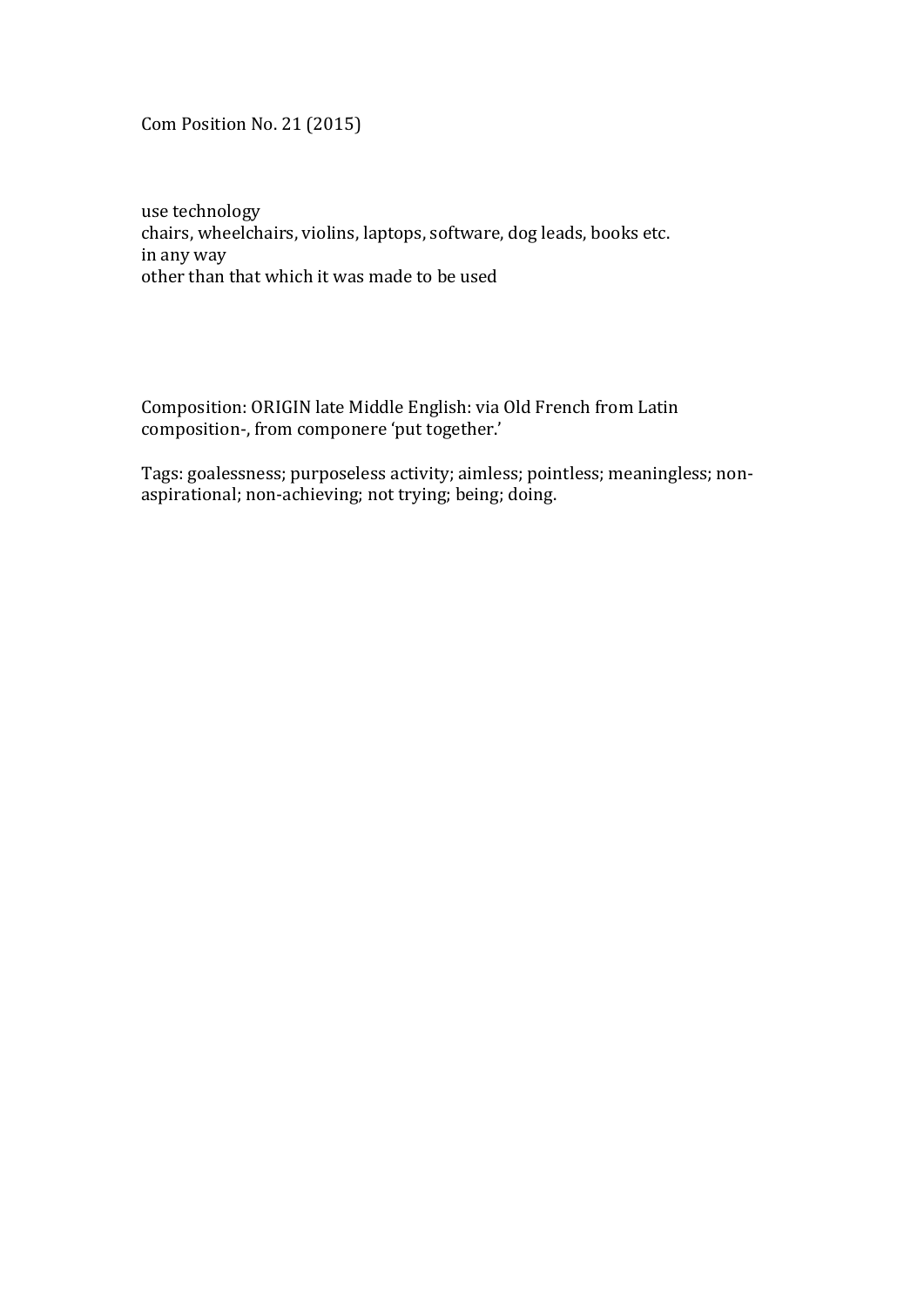Com Position No. 21 (2015)

use technology  
chairs, wheelchairs, violins, laptops, software, dog leads, books etc.  
in any way  
other than that which it was made to be used

Composition: ORIGIN late Middle English: via Old French from Latin composition-, from componere 'put together.'

Tags: goalessness; purposeless activity; aimless; pointless; meaningless; non-aspirational; non-achieving; not trying; being; doing.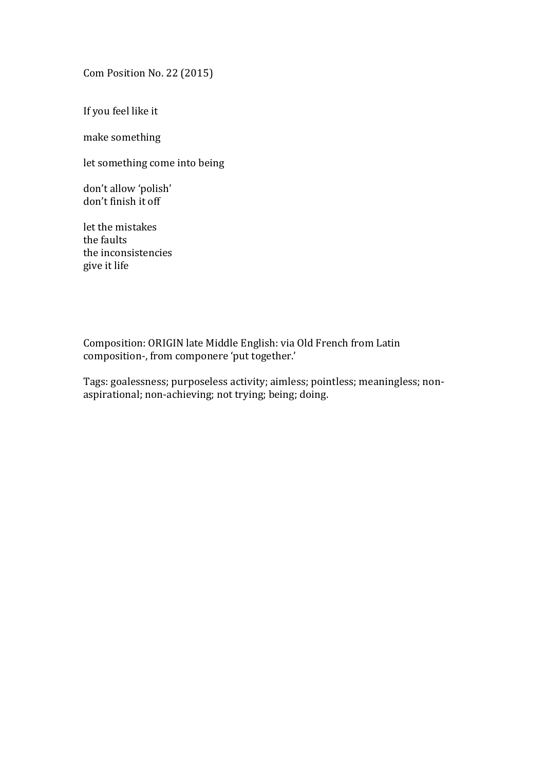Com Position No. 22 (2015)

If you feel like it

make something

let something come into being

don't allow 'polish'
don't finish it off

let the mistakes
the faults
the inconsistencies
give it life

Composition: ORIGIN late Middle English: via Old French from Latin composition-, from componere 'put together.'

Tags: goalessness; purposeless activity; aimless; pointless; meaningless; non-aspirational; non-achieving; not trying; being; doing.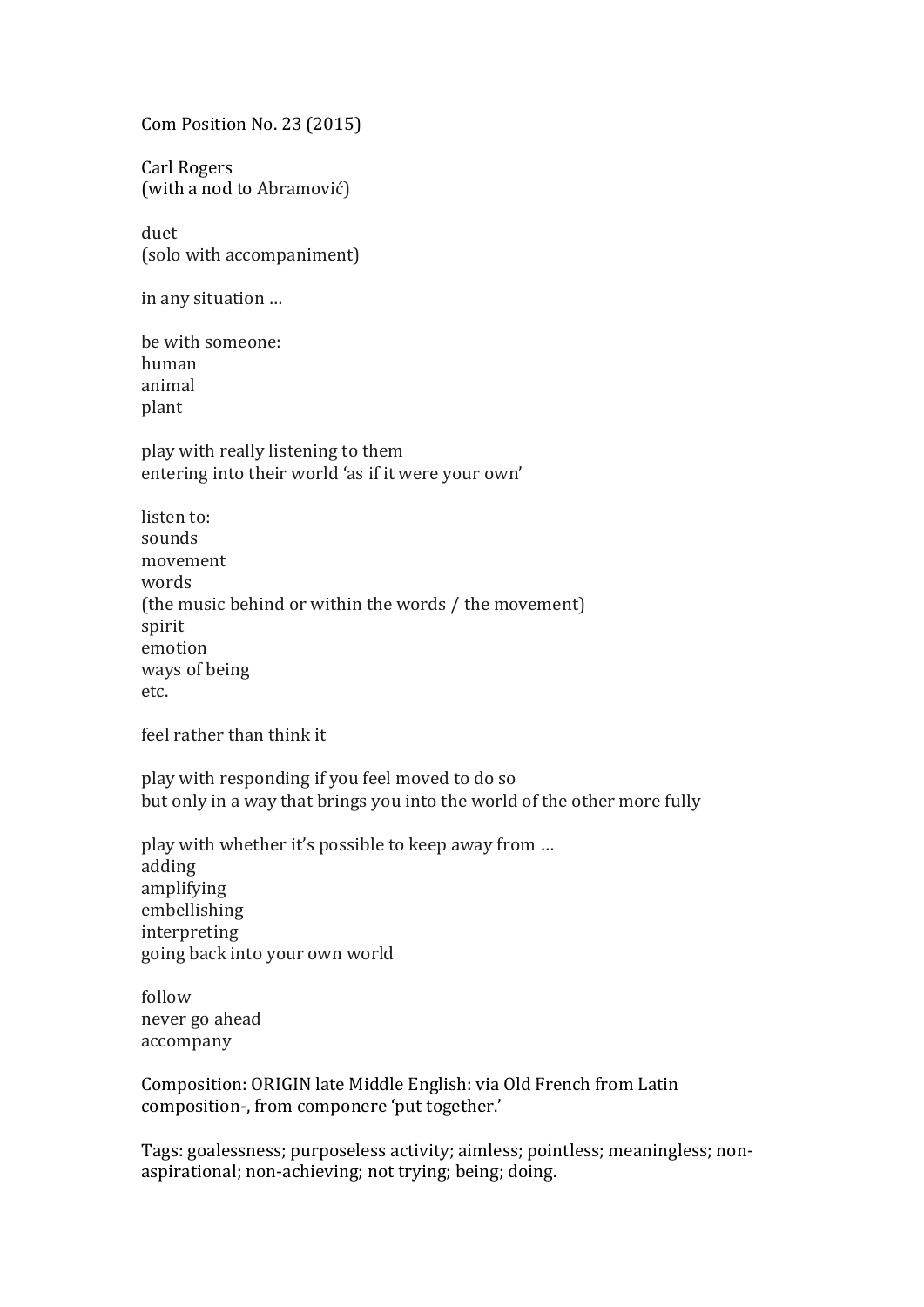Com Position No. 23 (2015)

Carl Rogers  
(with a nod to Abramović)

duet  
(solo with accompaniment)

in any situation …

be with someone:  
human  
animal  
plant

play with really listening to them  
entering into their world 'as if it were your own'

listen to:  
sounds  
movement  
words  
(the music behind or within the words / the movement)  
spirit  
emotion  
ways of being  
etc.

feel rather than think it

play with responding if you feel moved to do so  
but only in a way that brings you into the world of the other more fully

play with whether it's possible to keep away from …  
adding  
amplifying  
embellishing  
interpreting  
going back into your own world

follow  
never go ahead  
accompany

Composition: ORIGIN late Middle English: via Old French from Latin composition-, from componere 'put together.'

Tags: goalessness; purposeless activity; aimless; pointless; meaningless; non-aspirational; non-achieving; not trying; being; doing.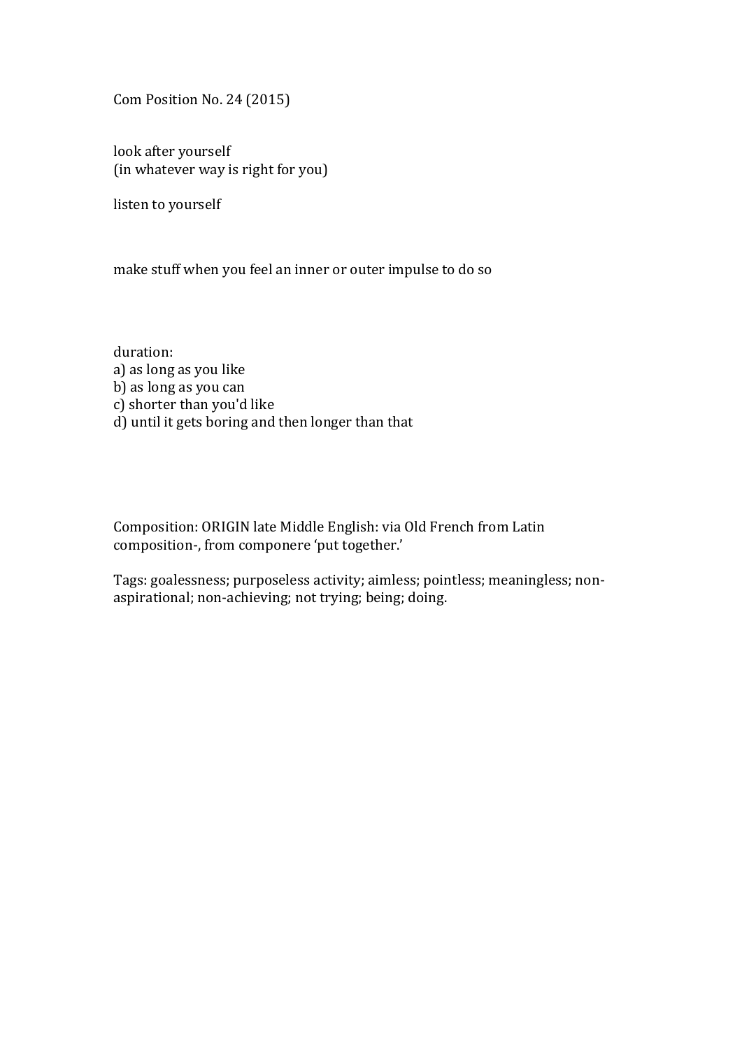Com Position No. 24 (2015)

look after yourself
(in whatever way is right for you)

listen to yourself

make stuff when you feel an inner or outer impulse to do so

duration:
a) as long as you like
b) as long as you can
c) shorter than you'd like
d) until it gets boring and then longer than that

Composition: ORIGIN late Middle English: via Old French from Latin composition-, from componere 'put together.'

Tags: goalessness; purposeless activity; aimless; pointless; meaningless; non-aspirational; non-achieving; not trying; being; doing.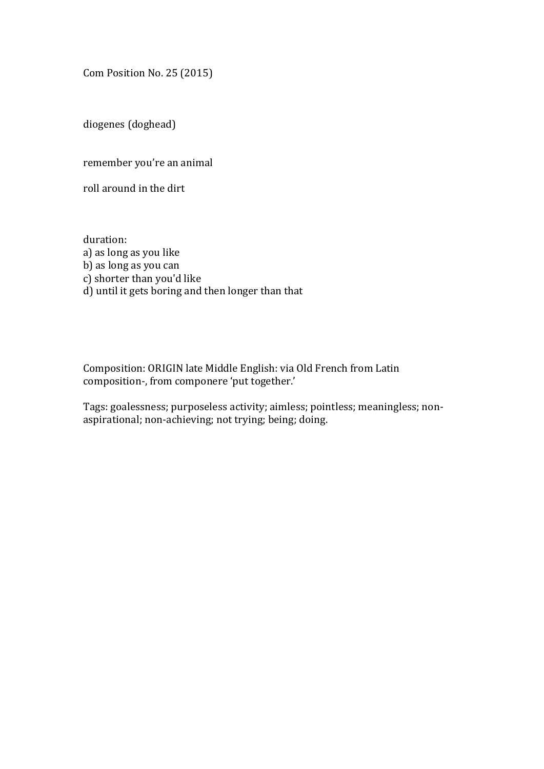Com Position No. 25 (2015)

diogenes (doghead)

remember you're an animal

roll around in the dirt

duration:
a) as long as you like
b) as long as you can
c) shorter than you'd like
d) until it gets boring and then longer than that

Composition: ORIGIN late Middle English: via Old French from Latin composition-, from componere 'put together.'

Tags: goalessness; purposeless activity; aimless; pointless; meaningless; non-aspirational; non-achieving; not trying; being; doing.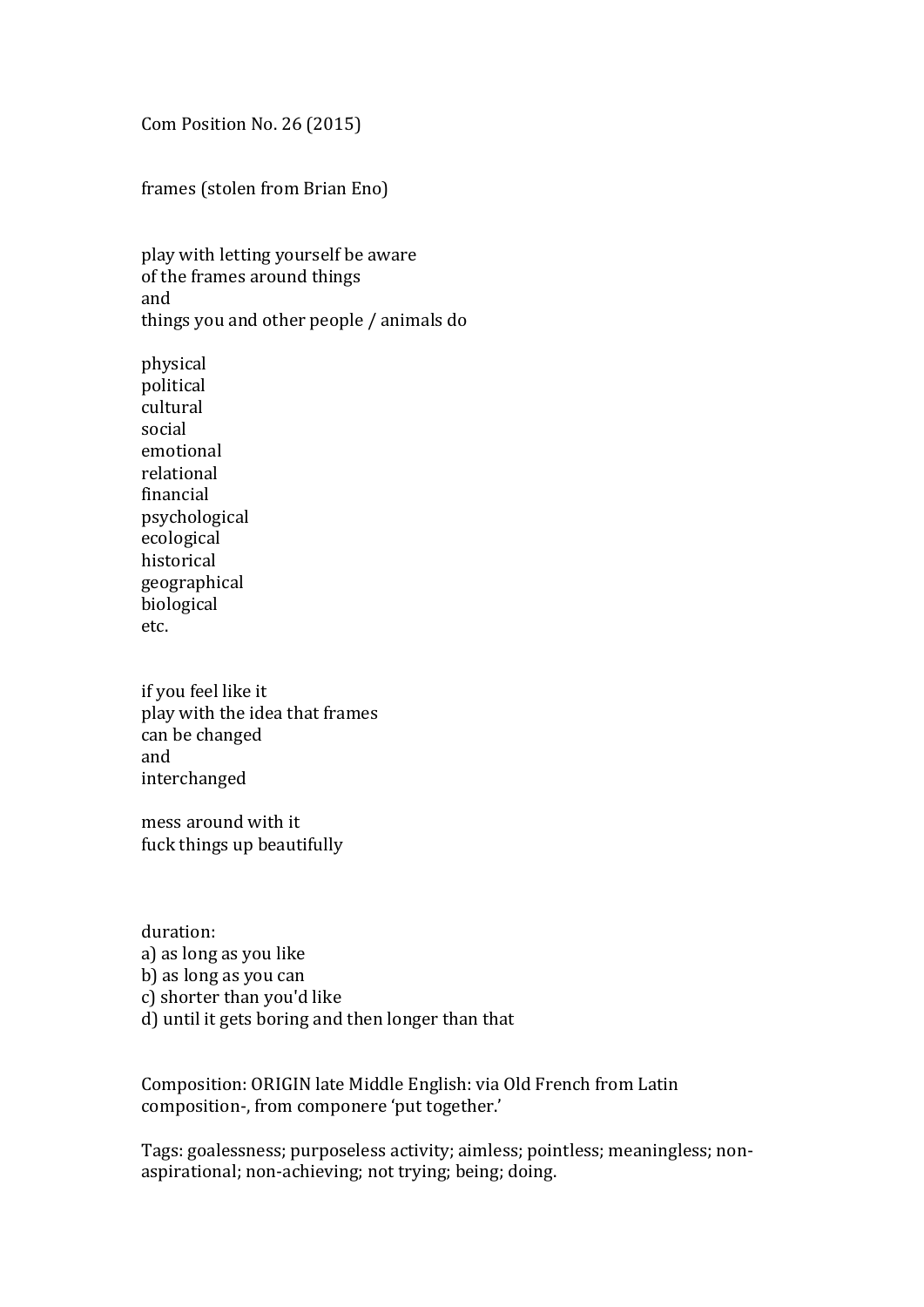Com Position No. 26 (2015)

frames (stolen from Brian Eno)

play with letting yourself be aware  
of the frames around things  
and  
things you and other people / animals do

physical  
political  
cultural  
social  
emotional  
relational  
financial  
psychological  
ecological  
historical  
geographical  
biological  
etc.

if you feel like it  
play with the idea that frames  
can be changed  
and  
interchanged

mess around with it  
fuck things up beautifully

duration:  
a) as long as you like  
b) as long as you can  
c) shorter than you'd like  
d) until it gets boring and then longer than that

Composition: ORIGIN late Middle English: via Old French from Latin composition-, from componere 'put together.'

Tags: goalessness; purposeless activity; aimless; pointless; meaningless; non-aspirational; non-achieving; not trying; being; doing.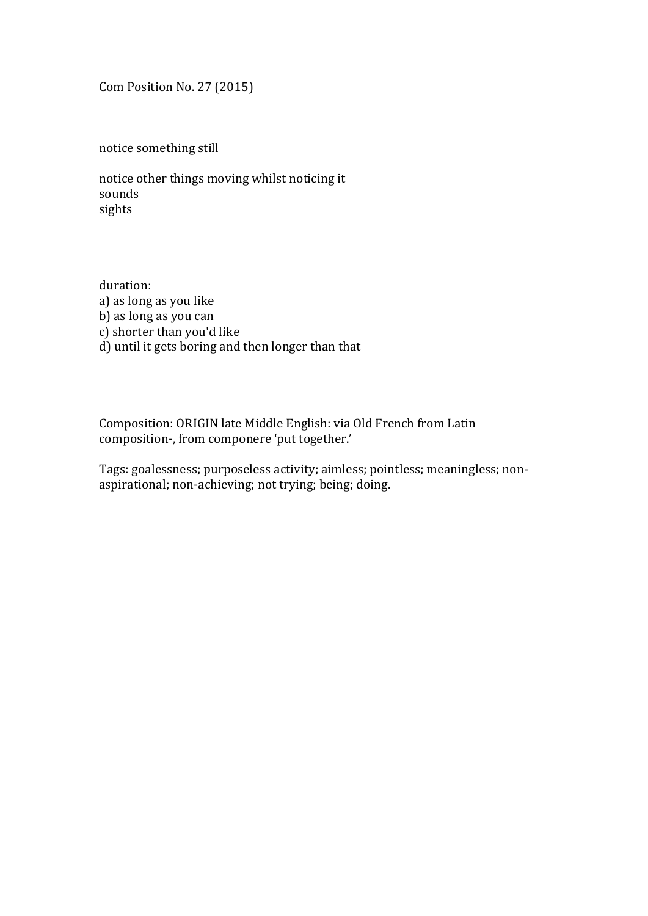Com Position No. 27 (2015)

notice something still

notice other things moving whilst noticing it
sounds
sights

duration:
a) as long as you like
b) as long as you can
c) shorter than you'd like
d) until it gets boring and then longer than that

Composition: ORIGIN late Middle English: via Old French from Latin composition-, from componere 'put together.'

Tags: goalessness; purposeless activity; aimless; pointless; meaningless; non-aspirational; non-achieving; not trying; being; doing.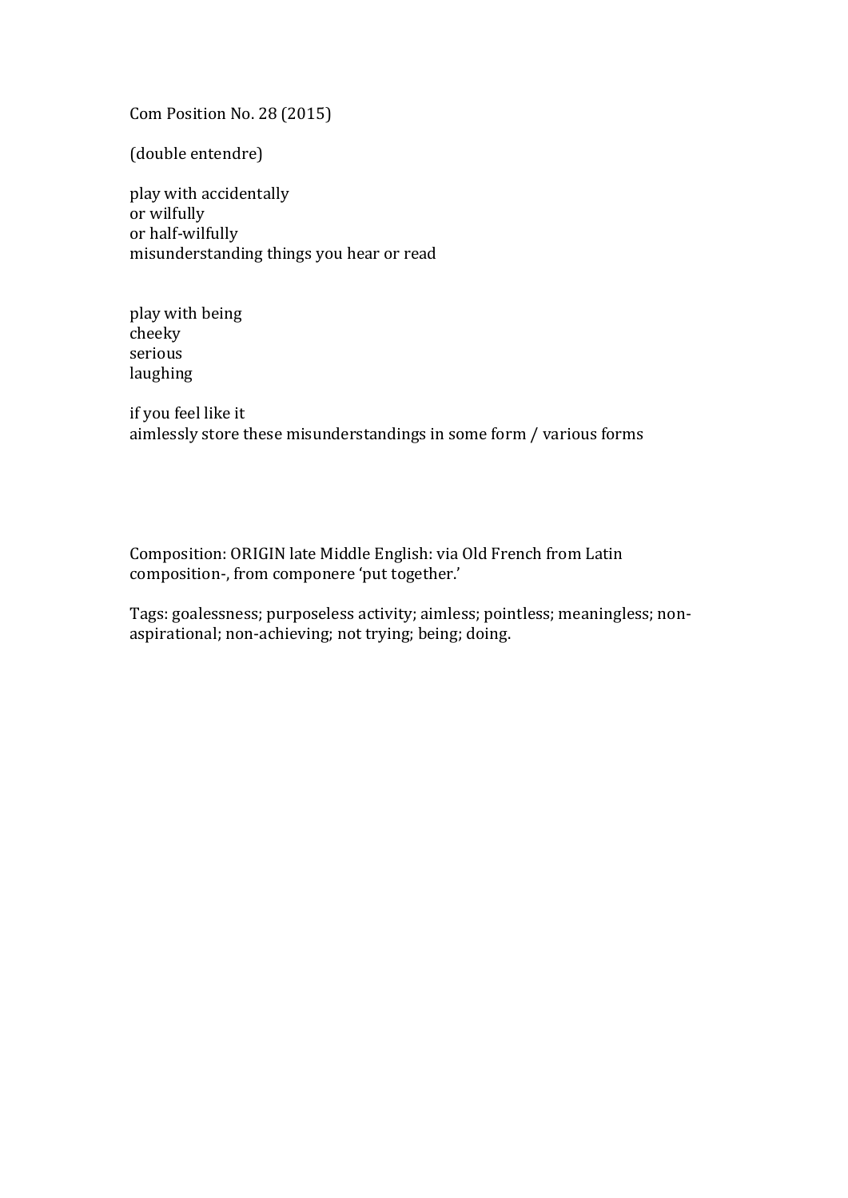Com Position No. 28 (2015)

(double entendre)

play with accidentally  
or wilfully  
or half-wilfully  
misunderstanding things you hear or read

play with being  
cheeky  
serious  
laughing

if you feel like it  
aimlessly store these misunderstandings in some form / various forms

Composition: ORIGIN late Middle English: via Old French from Latin composition-, from componere 'put together.'

Tags: goalessness; purposeless activity; aimless; pointless; meaningless; non-aspirational; non-achieving; not trying; being; doing.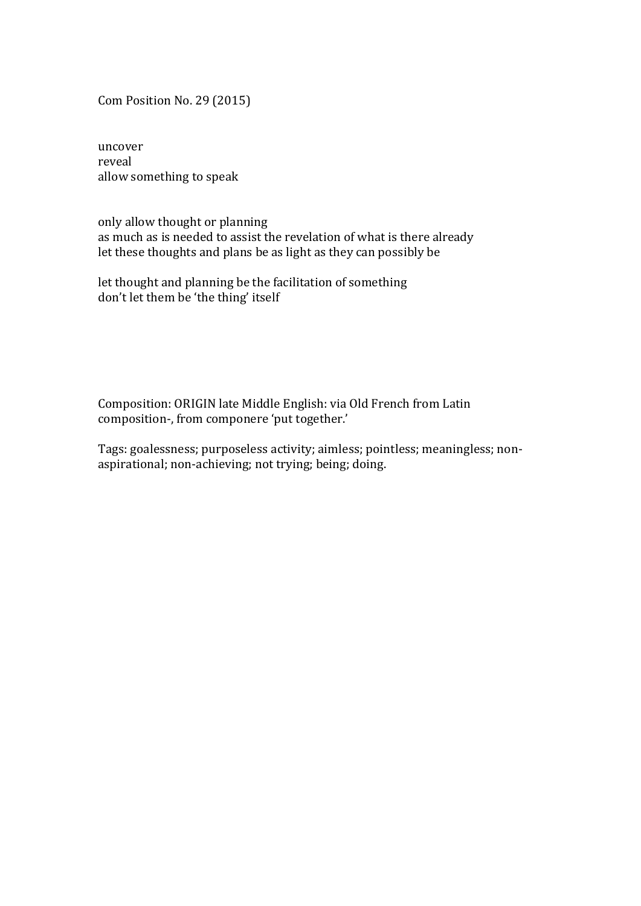Com Position No. 29 (2015)

uncover
reveal
allow something to speak

only allow thought or planning
as much as is needed to assist the revelation of what is there already
let these thoughts and plans be as light as they can possibly be

let thought and planning be the facilitation of something
don't let them be 'the thing' itself

Composition: ORIGIN late Middle English: via Old French from Latin composition-, from componere 'put together.'

Tags: goalessness; purposeless activity; aimless; pointless; meaningless; non-aspirational; non-achieving; not trying; being; doing.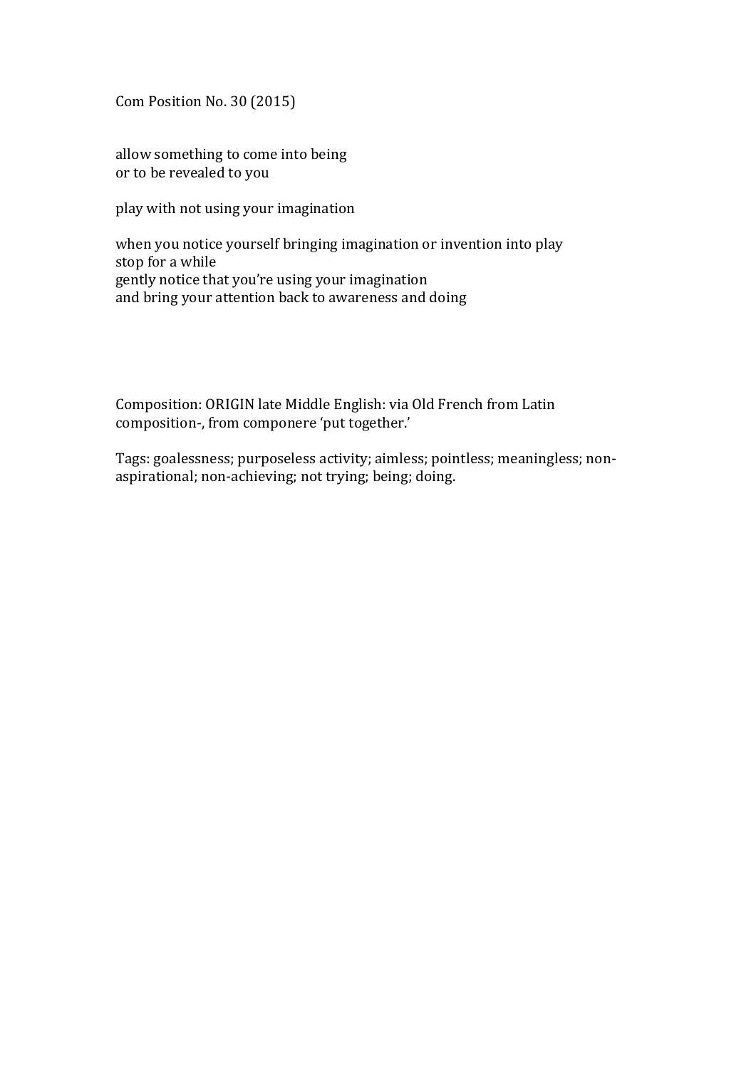Com Position No. 30 (2015)

allow something to come into being  
or to be revealed to you

play with not using your imagination

when you notice yourself bringing imagination or invention into play  
stop for a while  
gently notice that you're using your imagination  
and bring your attention back to awareness and doing

Composition: ORIGIN late Middle English: via Old French from Latin composition-, from componere 'put together.'

Tags: goalessness; purposeless activity; aimless; pointless; meaningless; non-aspirational; non-achieving; not trying; being; doing.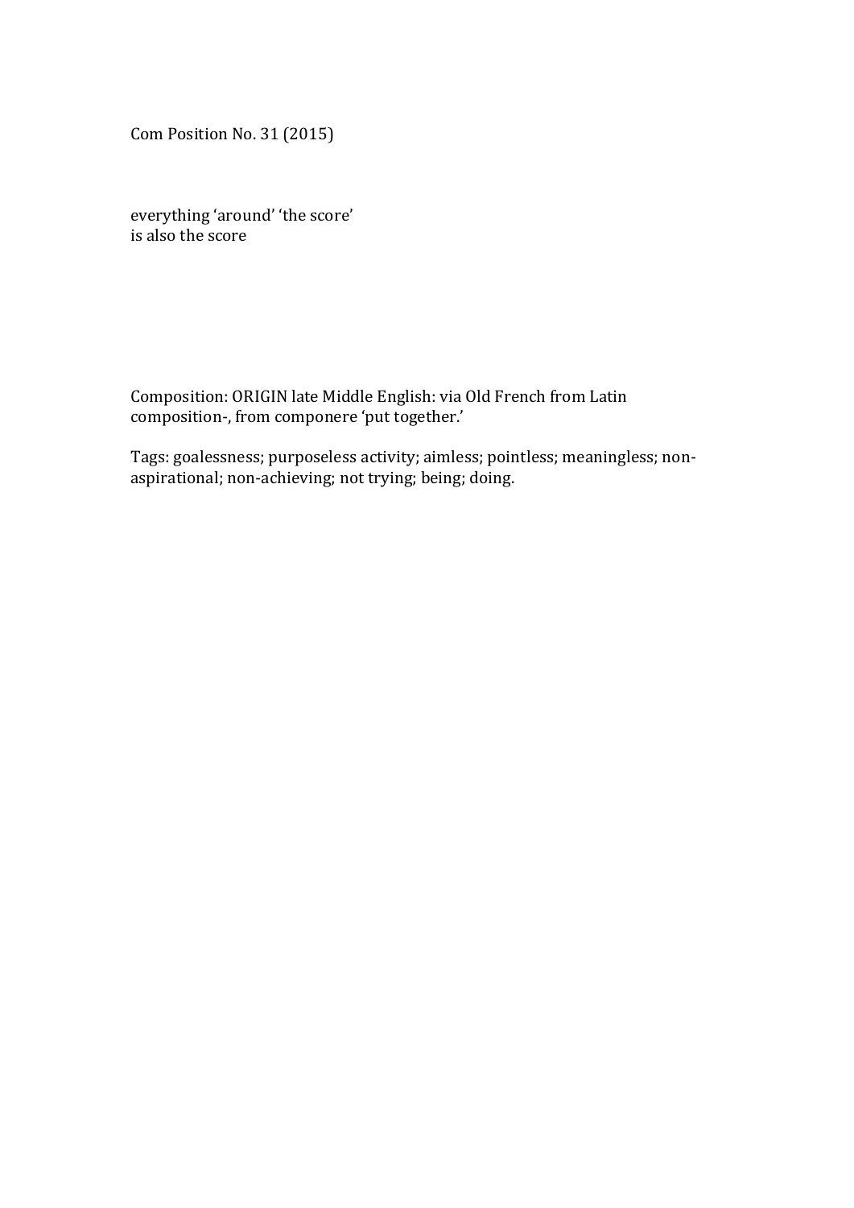Com Position No. 31 (2015)

everything ‘around’ ‘the score’  
is also the score

Composition: ORIGIN late Middle English: via Old French from Latin composition-, from componere ‘put together.’

Tags: goalessness; purposeless activity; aimless; pointless; meaningless; non-aspirational; non-achieving; not trying; being; doing.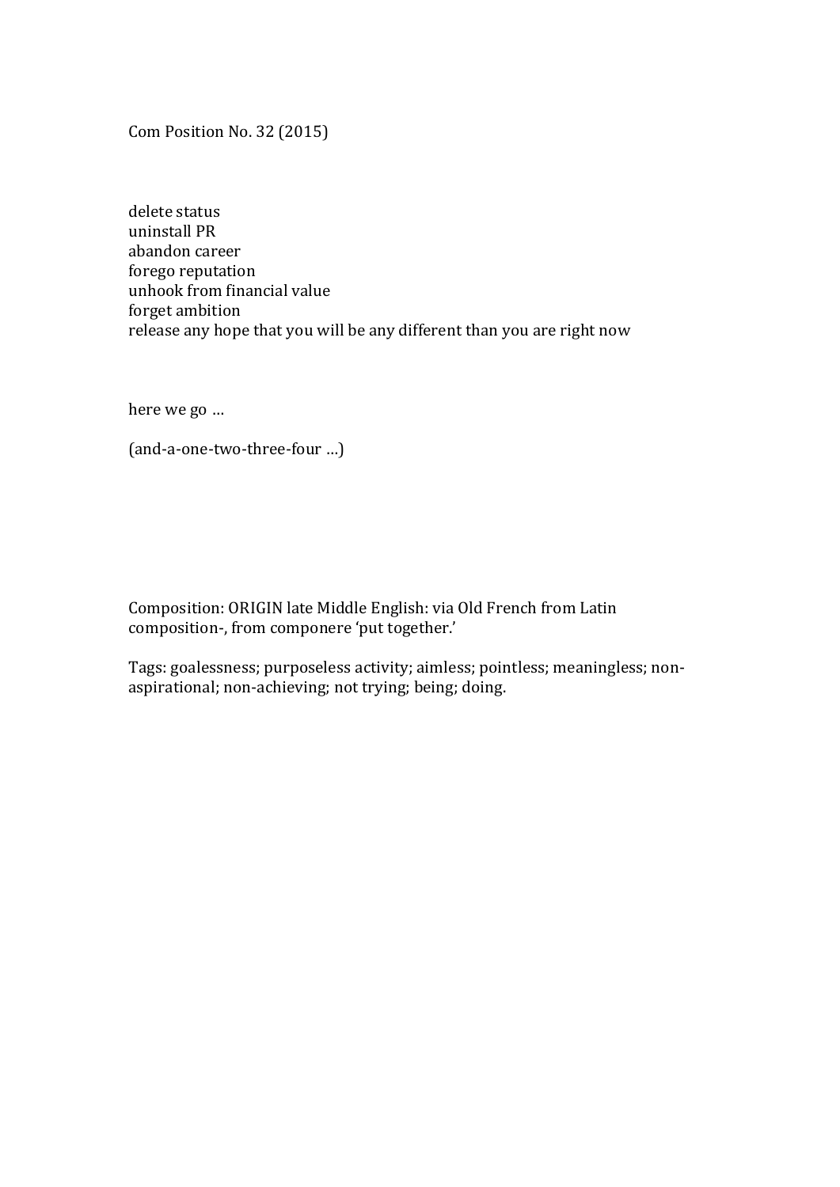Com Position No. 32 (2015)

delete status  
uninstall PR  
abandon career  
forego reputation  
unhook from financial value  
forget ambition  
release any hope that you will be any different than you are right now

here we go …

(and-a-one-two-three-four …)

Composition: ORIGIN late Middle English: via Old French from Latin composition-, from componere 'put together.'

Tags: goalessness; purposeless activity; aimless; pointless; meaningless; non-aspirational; non-achieving; not trying; being; doing.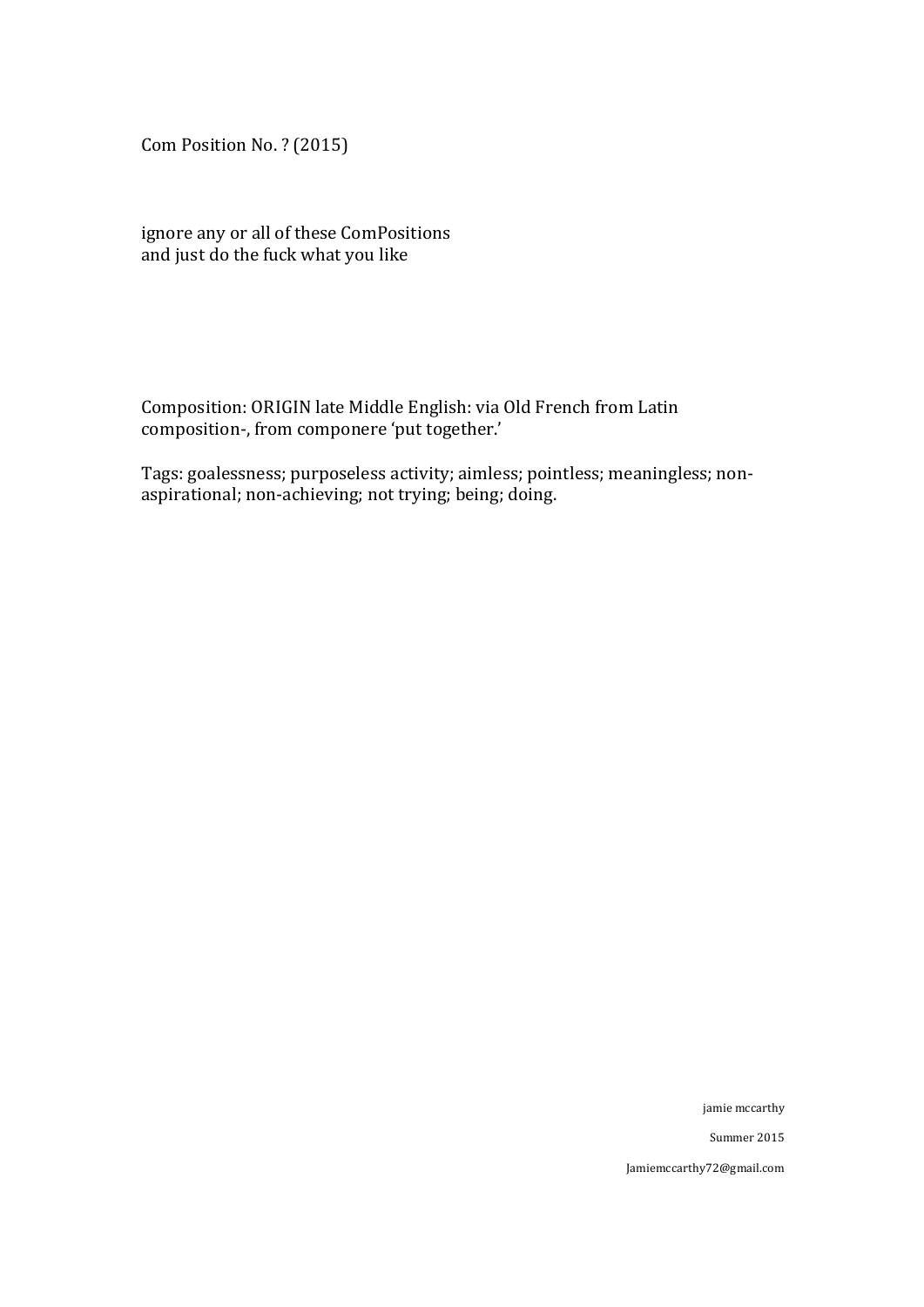Com Position No. ? (2015)

ignore any or all of these ComPositions
and just do the fuck what you like

Composition: ORIGIN late Middle English: via Old French from Latin composition-, from componere 'put together.'

Tags: goalessness; purposeless activity; aimless; pointless; meaningless; non-aspirational; non-achieving; not trying; being; doing.

jamie mccarthy

Summer 2015

Jamiemccarthy72@gmail.com